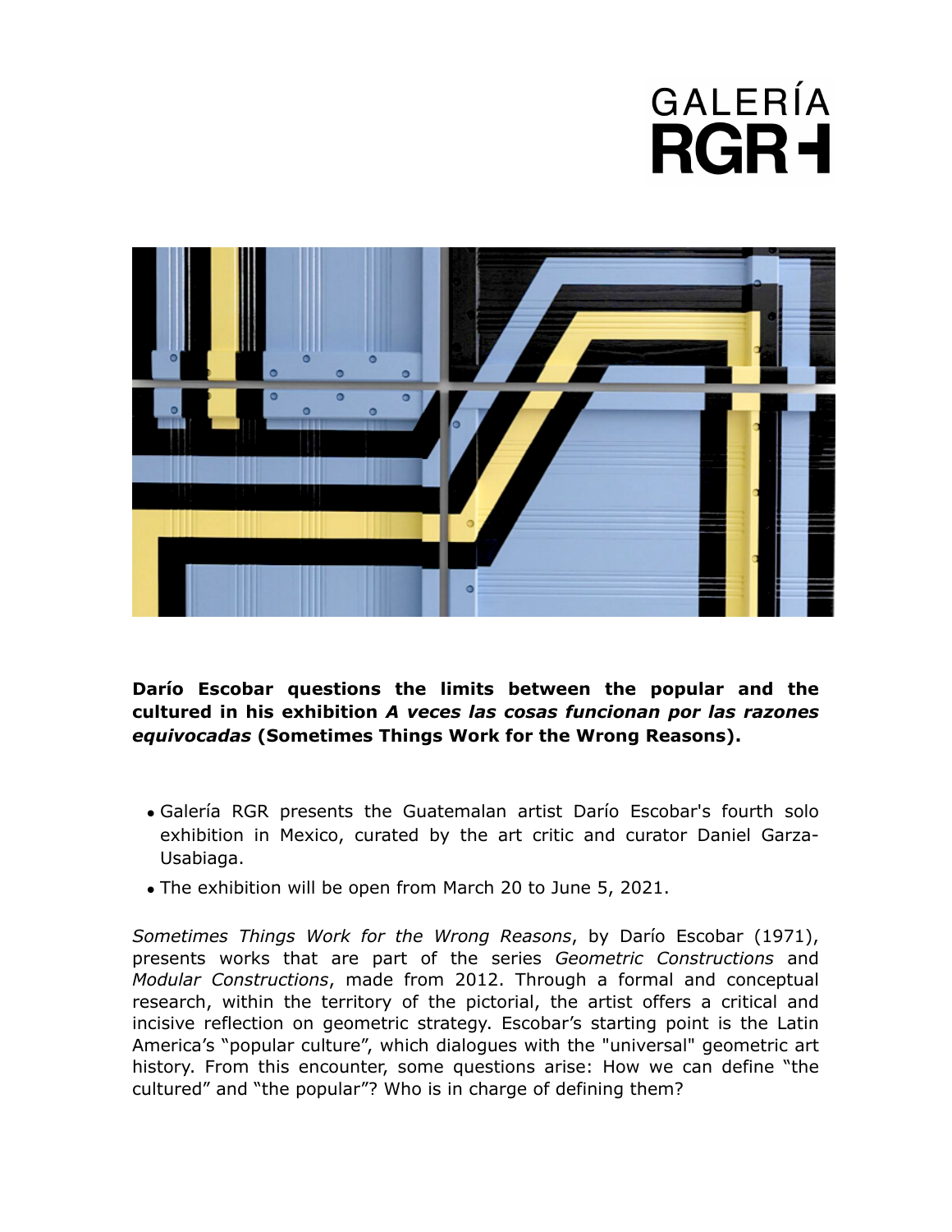GALERÍA
RGR

**Darío Escobar questions the limits between the popular and the cultured in his exhibition *A veces las cosas funcionan por las razones equivocadas* (Sometimes Things Work for the Wrong Reasons).**

- Galería RGR presents the Guatemalan artist Darío Escobar's fourth solo exhibition in Mexico, curated by the art critic and curator Daniel Garza-Usabiaga.
- The exhibition will be open from March 20 to June 5, 2021.

*Sometimes Things Work for the Wrong Reasons*, by Darío Escobar (1971), presents works that are part of the series *Geometric Constructions* and *Modular Constructions*, made from 2012. Through a formal and conceptual research, within the territory of the pictorial, the artist offers a critical and incisive reflection on geometric strategy. Escobar's starting point is the Latin America's "popular culture", which dialogues with the "universal" geometric art history. From this encounter, some questions arise: How we can define "the cultured" and "the popular"? Who is in charge of defining them?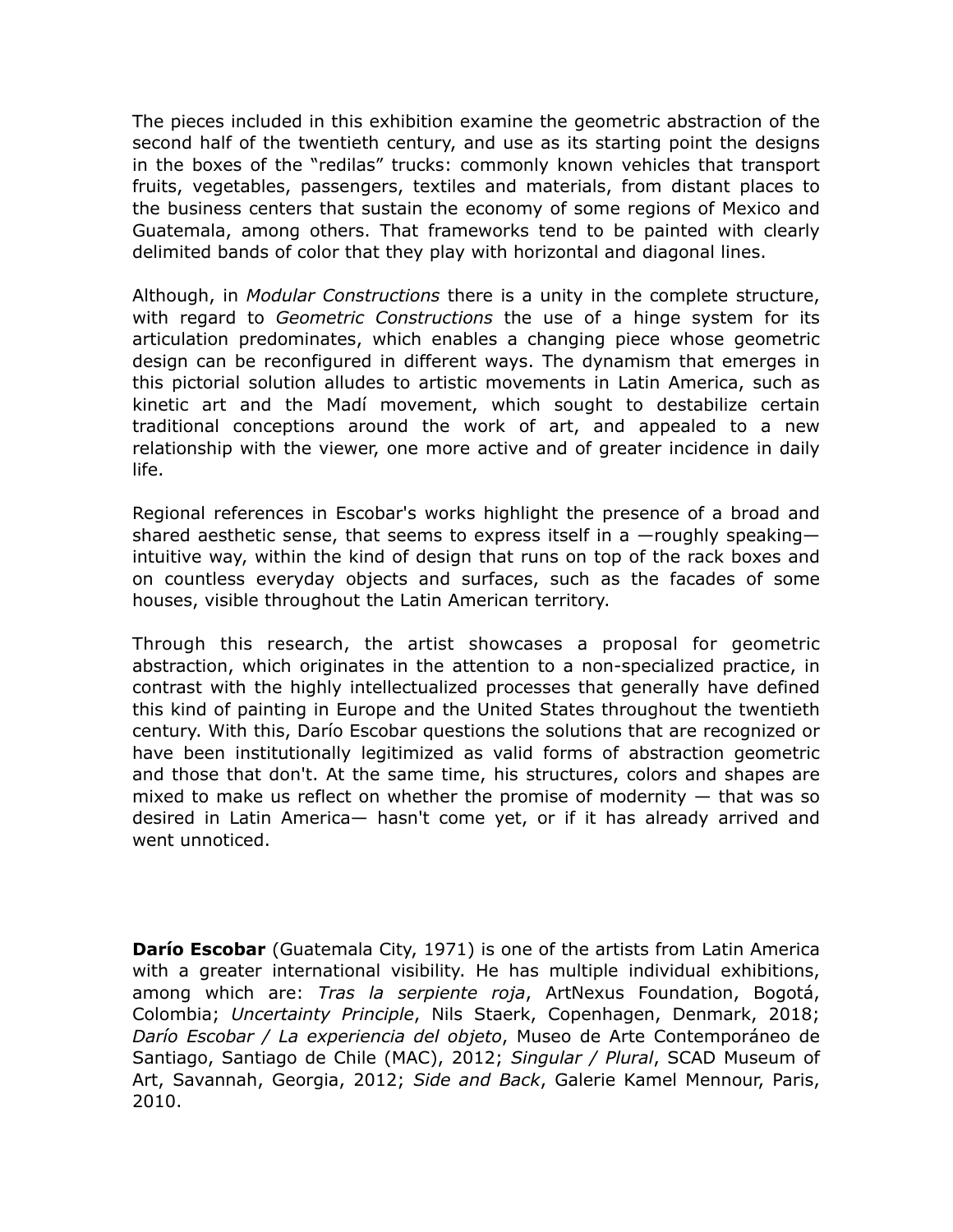The pieces included in this exhibition examine the geometric abstraction of the second half of the twentieth century, and use as its starting point the designs in the boxes of the "redilas" trucks: commonly known vehicles that transport fruits, vegetables, passengers, textiles and materials, from distant places to the business centers that sustain the economy of some regions of Mexico and Guatemala, among others. That frameworks tend to be painted with clearly delimited bands of color that they play with horizontal and diagonal lines.

Although, in *Modular Constructions* there is a unity in the complete structure, with regard to *Geometric Constructions* the use of a hinge system for its articulation predominates, which enables a changing piece whose geometric design can be reconfigured in different ways. The dynamism that emerges in this pictorial solution alludes to artistic movements in Latin America, such as kinetic art and the Madí movement, which sought to destabilize certain traditional conceptions around the work of art, and appealed to a new relationship with the viewer, one more active and of greater incidence in daily life.

Regional references in Escobar's works highlight the presence of a broad and shared aesthetic sense, that seems to express itself in a —roughly speaking— intuitive way, within the kind of design that runs on top of the rack boxes and on countless everyday objects and surfaces, such as the facades of some houses, visible throughout the Latin American territory.

Through this research, the artist showcases a proposal for geometric abstraction, which originates in the attention to a non-specialized practice, in contrast with the highly intellectualized processes that generally have defined this kind of painting in Europe and the United States throughout the twentieth century. With this, Darío Escobar questions the solutions that are recognized or have been institutionally legitimized as valid forms of abstraction geometric and those that don't. At the same time, his structures, colors and shapes are mixed to make us reflect on whether the promise of modernity — that was so desired in Latin America— hasn't come yet, or if it has already arrived and went unnoticed.

**Darío Escobar** (Guatemala City, 1971) is one of the artists from Latin America with a greater international visibility. He has multiple individual exhibitions, among which are: *Tras la serpiente roja*, ArtNexus Foundation, Bogotá, Colombia; *Uncertainty Principle*, Nils Staerk, Copenhagen, Denmark, 2018; *Darío Escobar / La experiencia del objeto*, Museo de Arte Contemporáneo de Santiago, Santiago de Chile (MAC), 2012; *Singular / Plural*, SCAD Museum of Art, Savannah, Georgia, 2012; *Side and Back*, Galerie Kamel Mennour, Paris, 2010.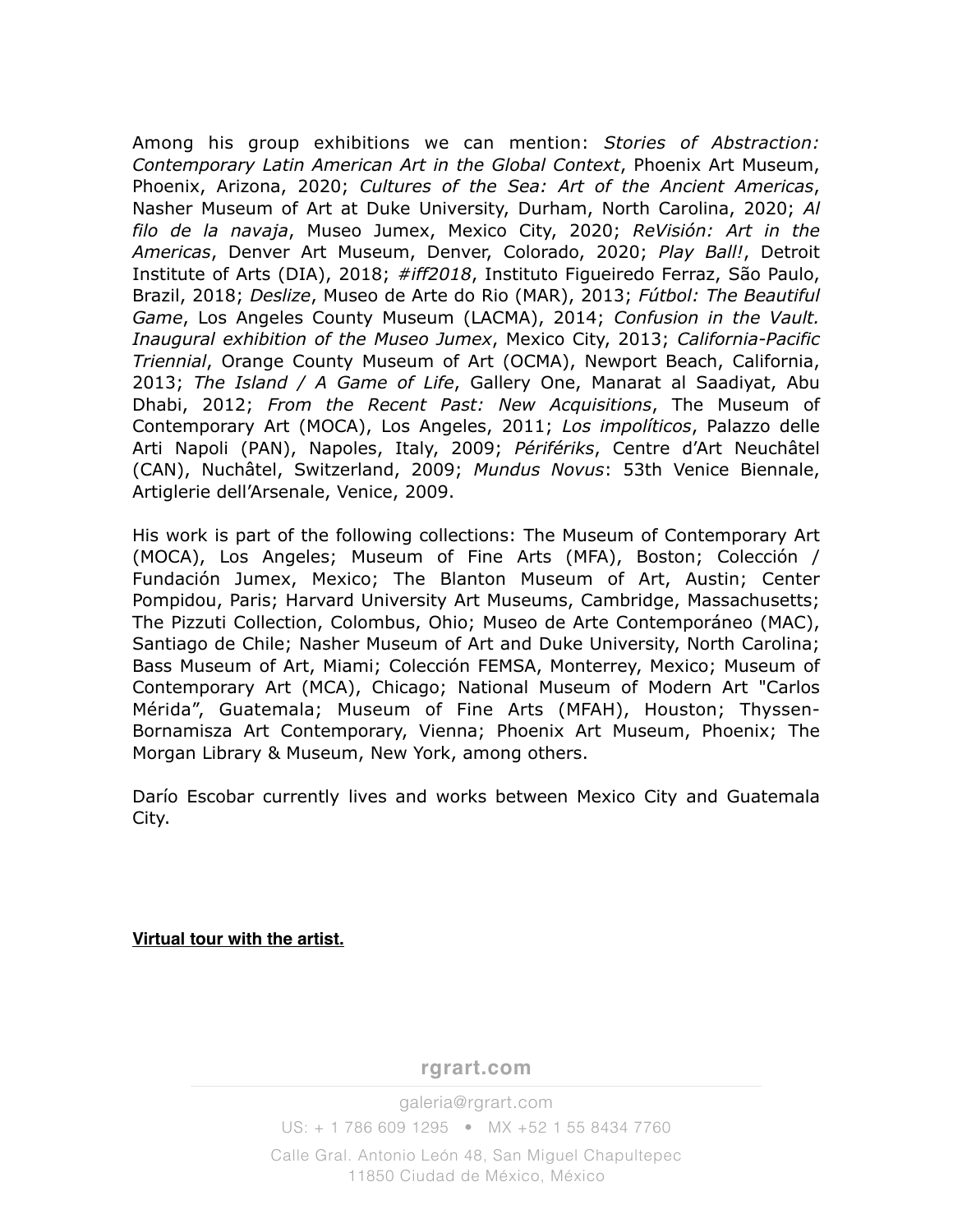Among his group exhibitions we can mention: *Stories of Abstraction: Contemporary Latin American Art in the Global Context*, Phoenix Art Museum, Phoenix, Arizona, 2020; *Cultures of the Sea: Art of the Ancient Americas*, Nasher Museum of Art at Duke University, Durham, North Carolina, 2020; *Al filo de la navaja*, Museo Jumex, Mexico City, 2020; *ReVisión: Art in the Americas*, Denver Art Museum, Denver, Colorado, 2020; *Play Ball!*, Detroit Institute of Arts (DIA), 2018; *#iff2018*, Instituto Figueiredo Ferraz, São Paulo, Brazil, 2018; *Deslize*, Museo de Arte do Rio (MAR), 2013; *Fútbol: The Beautiful Game*, Los Angeles County Museum (LACMA), 2014; *Confusion in the Vault. Inaugural exhibition of the Museo Jumex*, Mexico City, 2013; *California-Pacific Triennial*, Orange County Museum of Art (OCMA), Newport Beach, California, 2013; *The Island / A Game of Life*, Gallery One, Manarat al Saadiyat, Abu Dhabi, 2012; *From the Recent Past: New Acquisitions*, The Museum of Contemporary Art (MOCA), Los Angeles, 2011; *Los impolíticos*, Palazzo delle Arti Napoli (PAN), Napoles, Italy, 2009; *Périfériks*, Centre d'Art Neuchâtel (CAN), Nuchâtel, Switzerland, 2009; *Mundus Novus*: 53th Venice Biennale, Artiglerie dell'Arsenale, Venice, 2009.

His work is part of the following collections: The Museum of Contemporary Art (MOCA), Los Angeles; Museum of Fine Arts (MFA), Boston; Colección / Fundación Jumex, Mexico; The Blanton Museum of Art, Austin; Center Pompidou, Paris; Harvard University Art Museums, Cambridge, Massachusetts; The Pizzuti Collection, Colombus, Ohio; Museo de Arte Contemporáneo (MAC), Santiago de Chile; Nasher Museum of Art and Duke University, North Carolina; Bass Museum of Art, Miami; Colección FEMSA, Monterrey, Mexico; Museum of Contemporary Art (MCA), Chicago; National Museum of Modern Art "Carlos Mérida", Guatemala; Museum of Fine Arts (MFAH), Houston; Thyssen-Bornamisza Art Contemporary, Vienna; Phoenix Art Museum, Phoenix; The Morgan Library & Museum, New York, among others.

Darío Escobar currently lives and works between Mexico City and Guatemala City.

**Virtual tour with the artist.**

rgrart.com

galeria@rgrart.com

US: + 1 786 609 1295 • MX +52 1 55 8434 7760

Calle Gral. Antonio León 48, San Miguel Chapultepec
11850 Ciudad de México, México